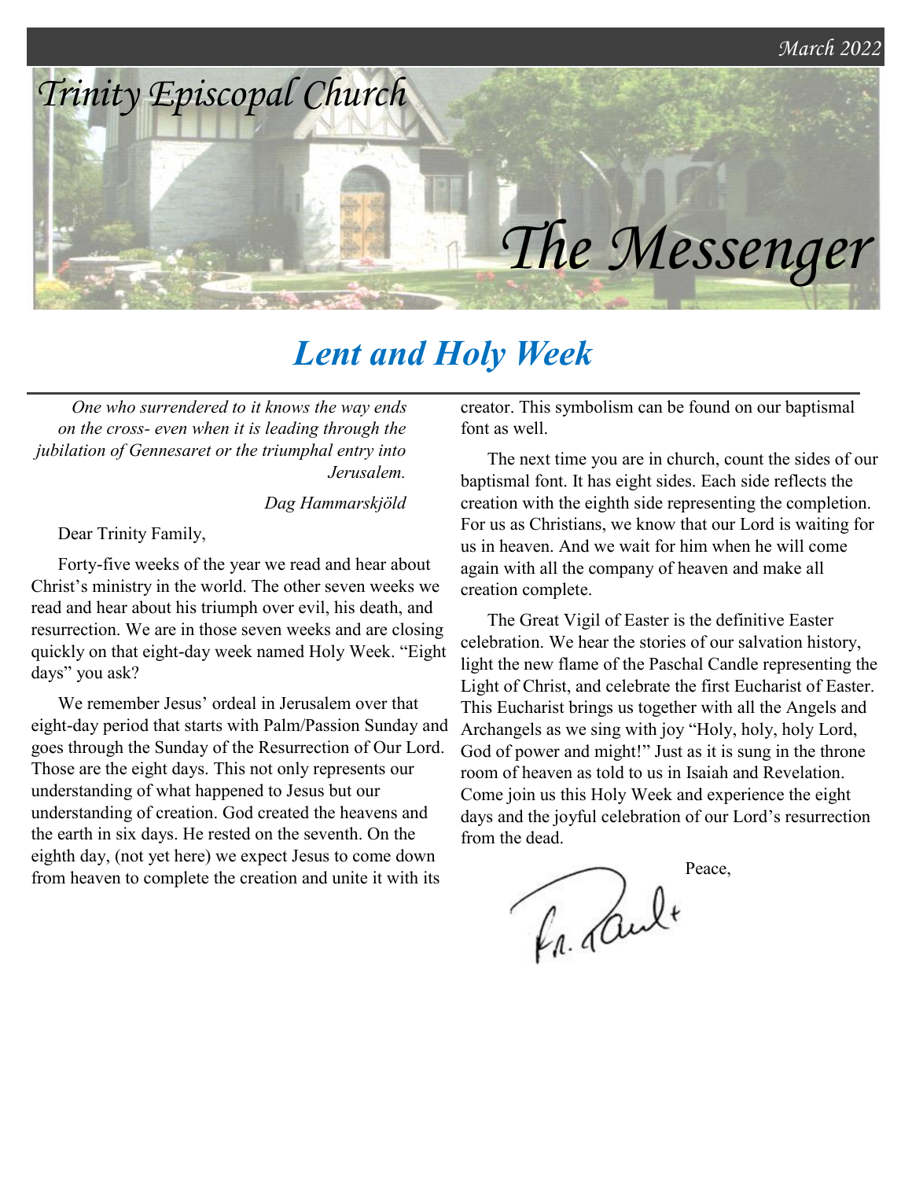March 2022

# Trinity Episcopal Church

# The Messenger

## *Lent and Holy Week*

*One who surrendered to it knows the way ends on the cross- even when it is leading through the jubilation of Gennesaret or the triumphal entry into Jerusalem.*

Dag Hammarskjöld

Dear Trinity Family,

Forty-five weeks of the year we read and hear about Christ's ministry in the world. The other seven weeks we read and hear about his triumph over evil, his death, and resurrection. We are in those seven weeks and are closing quickly on that eight-day week named Holy Week. "Eight days" you ask?

We remember Jesus' ordeal in Jerusalem over that eight-day period that starts with Palm/Passion Sunday and goes through the Sunday of the Resurrection of Our Lord. Those are the eight days. This not only represents our understanding of what happened to Jesus but our understanding of creation. God created the heavens and the earth in six days. He rested on the seventh. On the eighth day, (not yet here) we expect Jesus to come down from heaven to complete the creation and unite it with its creator. This symbolism can be found on our baptismal font as well.

The next time you are in church, count the sides of our baptismal font. It has eight sides. Each side reflects the creation with the eighth side representing the completion. For us as Christians, we know that our Lord is waiting for us in heaven. And we wait for him when he will come again with all the company of heaven and make all creation complete.

The Great Vigil of Easter is the definitive Easter celebration. We hear the stories of our salvation history, light the new flame of the Paschal Candle representing the Light of Christ, and celebrate the first Eucharist of Easter. This Eucharist brings us together with all the Angels and Archangels as we sing with joy "Holy, holy, holy Lord, God of power and might!" Just as it is sung in the throne room of heaven as told to us in Isaiah and Revelation. Come join us this Holy Week and experience the eight days and the joyful celebration of our Lord's resurrection from the dead.

Peace,

Fr. Paul+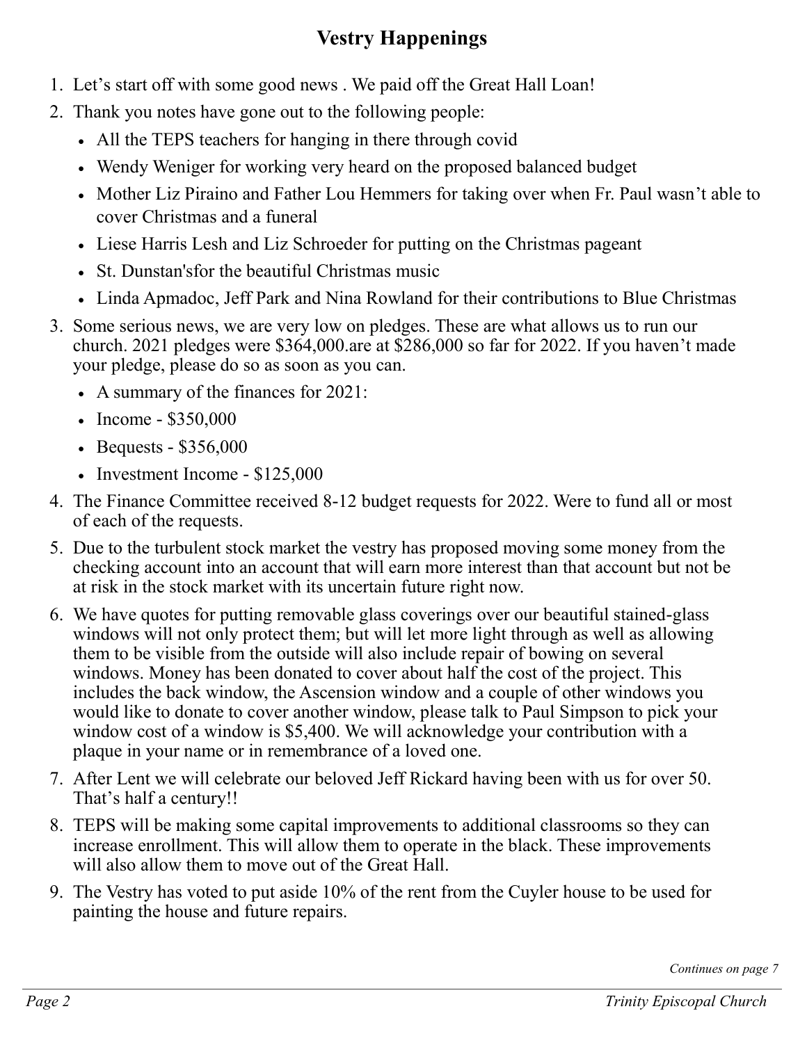# Vestry Happenings

1. Let's start off with some good news . We paid off the Great Hall Loan!
2. Thank you notes have gone out to the following people:
   - All the TEPS teachers for hanging in there through covid
   - Wendy Weniger for working very heard on the proposed balanced budget
   - Mother Liz Piraino and Father Lou Hemmers for taking over when Fr. Paul wasn't able to cover Christmas and a funeral
   - Liese Harris Lesh and Liz Schroeder for putting on the Christmas pageant
   - St. Dunstan'sfor the beautiful Christmas music
   - Linda Apmadoc, Jeff Park and Nina Rowland for their contributions to Blue Christmas
3. Some serious news, we are very low on pledges. These are what allows us to run our church. 2021 pledges were $364,000.are at $286,000 so far for 2022. If you haven't made your pledge, please do so as soon as you can.
   - A summary of the finances for 2021:
   - Income - $350,000
   - Bequests - $356,000
   - Investment Income - $125,000
4. The Finance Committee received 8-12 budget requests for 2022. Were to fund all or most of each of the requests.
5. Due to the turbulent stock market the vestry has proposed moving some money from the checking account into an account that will earn more interest than that account but not be at risk in the stock market with its uncertain future right now.
6. We have quotes for putting removable glass coverings over our beautiful stained-glass windows will not only protect them; but will let more light through as well as allowing them to be visible from the outside will also include repair of bowing on several windows. Money has been donated to cover about half the cost of the project. This includes the back window, the Ascension window and a couple of other windows you would like to donate to cover another window, please talk to Paul Simpson to pick your window cost of a window is $5,400. We will acknowledge your contribution with a plaque in your name or in remembrance of a loved one.
7. After Lent we will celebrate our beloved Jeff Rickard having been with us for over 50. That's half a century!!
8. TEPS will be making some capital improvements to additional classrooms so they can increase enrollment. This will allow them to operate in the black. These improvements will also allow them to move out of the Great Hall.
9. The Vestry has voted to put aside 10% of the rent from the Cuyler house to be used for painting the house and future repairs.

*Continues on page 7*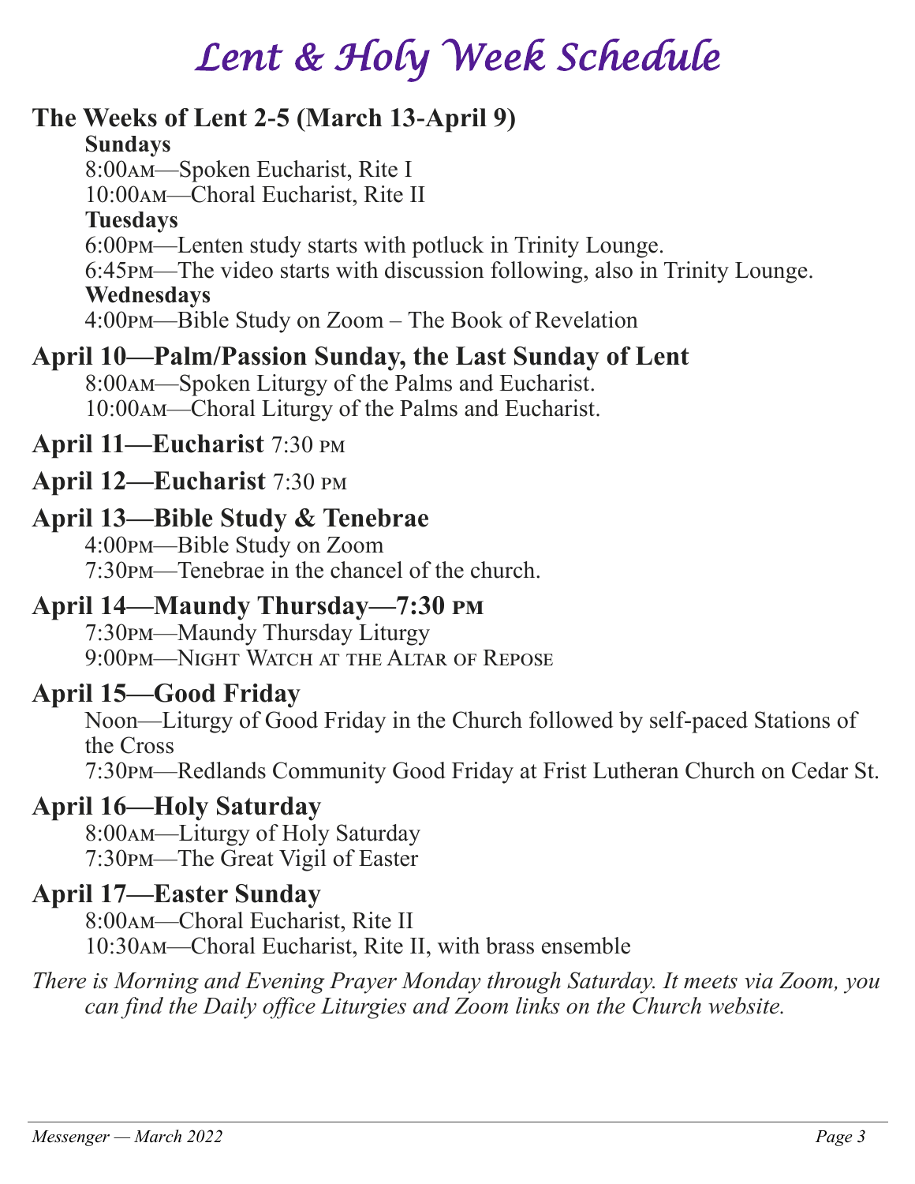# Lent & Holy Week Schedule

## The Weeks of Lent 2-5 (March 13-April 9)

**Sundays**

8:00AM—Spoken Eucharist, Rite I

10:00AM—Choral Eucharist, Rite II

**Tuesdays**

6:00PM—Lenten study starts with potluck in Trinity Lounge.

6:45PM—The video starts with discussion following, also in Trinity Lounge.

**Wednesdays**

4:00PM—Bible Study on Zoom – The Book of Revelation

## April 10—Palm/Passion Sunday, the Last Sunday of Lent

8:00AM—Spoken Liturgy of the Palms and Eucharist.

10:00AM—Choral Liturgy of the Palms and Eucharist.

## April 11—Eucharist 7:30 PM

## April 12—Eucharist 7:30 PM

## April 13—Bible Study & Tenebrae

4:00PM—Bible Study on Zoom

7:30PM—Tenebrae in the chancel of the church.

## April 14—Maundy Thursday—7:30 PM

7:30PM—Maundy Thursday Liturgy

9:00PM—Night Watch at the Altar of Repose

## April 15—Good Friday

Noon—Liturgy of Good Friday in the Church followed by self-paced Stations of the Cross

7:30PM—Redlands Community Good Friday at Frist Lutheran Church on Cedar St.

## April 16—Holy Saturday

8:00AM—Liturgy of Holy Saturday

7:30PM—The Great Vigil of Easter

## April 17—Easter Sunday

8:00AM—Choral Eucharist, Rite II

10:30AM—Choral Eucharist, Rite II, with brass ensemble

*There is Morning and Evening Prayer Monday through Saturday. It meets via Zoom, you can find the Daily office Liturgies and Zoom links on the Church website.*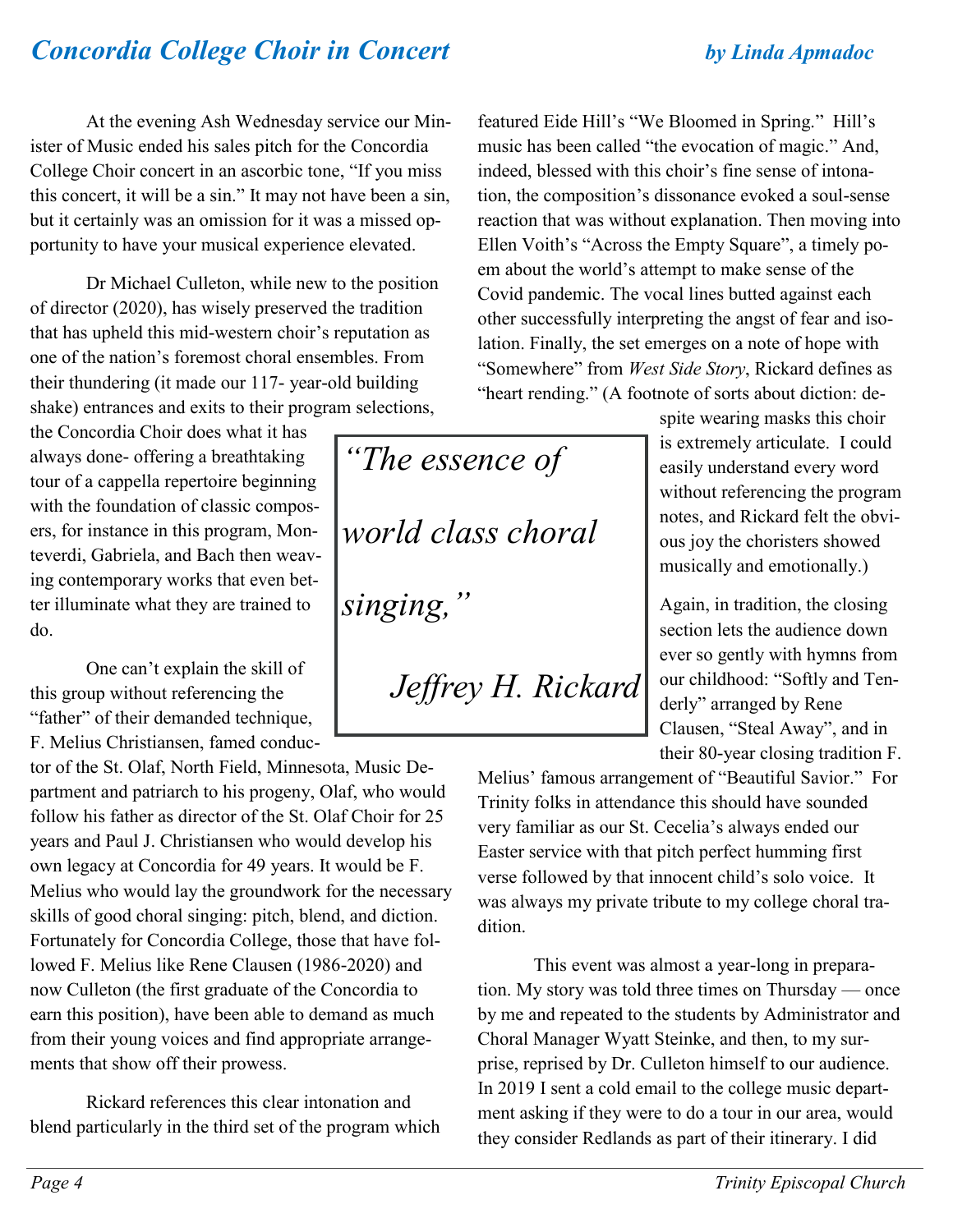# *Concordia College Choir in Concert*

***by Linda Apmadoc***

At the evening Ash Wednesday service our Minister of Music ended his sales pitch for the Concordia College Choir concert in an ascorbic tone, "If you miss this concert, it will be a sin." It may not have been a sin, but it certainly was an omission for it was a missed opportunity to have your musical experience elevated.

Dr Michael Culleton, while new to the position of director (2020), has wisely preserved the tradition that has upheld this mid-western choir's reputation as one of the nation's foremost choral ensembles. From their thundering (it made our 117- year-old building shake) entrances and exits to their program selections, the Concordia Choir does what it has always done- offering a breathtaking tour of a cappella repertoire beginning with the foundation of classic composers, for instance in this program, Monteverdi, Gabriela, and Bach then weaving contemporary works that even better illuminate what they are trained to do.

> *"The essence of world class choral singing,"*
>
> *Jeffrey H. Rickard*

One can't explain the skill of this group without referencing the "father" of their demanded technique, F. Melius Christiansen, famed conductor of the St. Olaf, North Field, Minnesota, Music Department and patriarch to his progeny, Olaf, who would follow his father as director of the St. Olaf Choir for 25 years and Paul J. Christiansen who would develop his own legacy at Concordia for 49 years. It would be F. Melius who would lay the groundwork for the necessary skills of good choral singing: pitch, blend, and diction. Fortunately for Concordia College, those that have followed F. Melius like Rene Clausen (1986-2020) and now Culleton (the first graduate of the Concordia to earn this position), have been able to demand as much from their young voices and find appropriate arrangements that show off their prowess.

Rickard references this clear intonation and blend particularly in the third set of the program which featured Eide Hill's "We Bloomed in Spring." Hill's music has been called "the evocation of magic." And, indeed, blessed with this choir's fine sense of intonation, the composition's dissonance evoked a soul-sense reaction that was without explanation. Then moving into Ellen Voith's "Across the Empty Square", a timely poem about the world's attempt to make sense of the Covid pandemic. The vocal lines butted against each other successfully interpreting the angst of fear and isolation. Finally, the set emerges on a note of hope with "Somewhere" from *West Side Story*, Rickard defines as "heart rending." (A footnote of sorts about diction: despite wearing masks this choir is extremely articulate. I could easily understand every word without referencing the program notes, and Rickard felt the obvious joy the choristers showed musically and emotionally.)

Again, in tradition, the closing section lets the audience down ever so gently with hymns from our childhood: "Softly and Tenderly" arranged by Rene Clausen, "Steal Away", and in their 80-year closing tradition F. Melius' famous arrangement of "Beautiful Savior." For Trinity folks in attendance this should have sounded very familiar as our St. Cecelia's always ended our Easter service with that pitch perfect humming first verse followed by that innocent child's solo voice. It was always my private tribute to my college choral tradition.

This event was almost a year-long in preparation. My story was told three times on Thursday — once by me and repeated to the students by Administrator and Choral Manager Wyatt Steinke, and then, to my surprise, reprised by Dr. Culleton himself to our audience. In 2019 I sent a cold email to the college music department asking if they were to do a tour in our area, would they consider Redlands as part of their itinerary. I did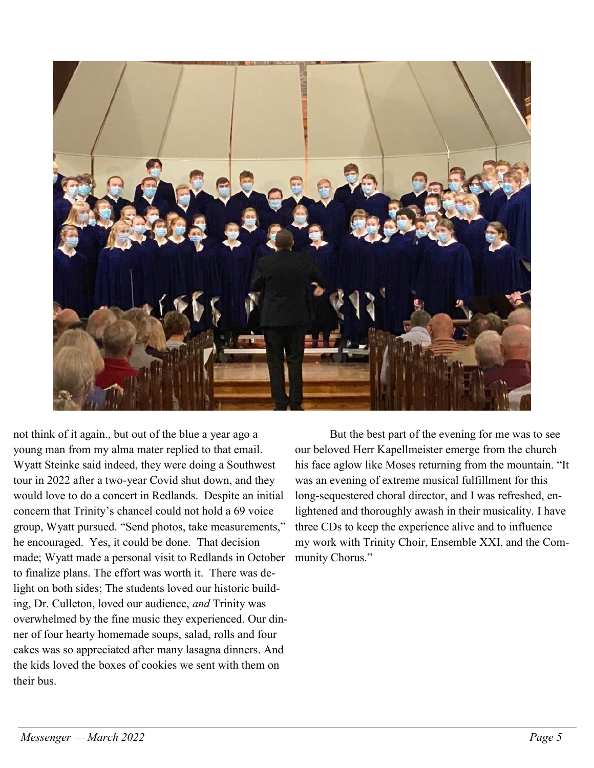not think of it again., but out of the blue a year ago a young man from my alma mater replied to that email. Wyatt Steinke said indeed, they were doing a Southwest tour in 2022 after a two-year Covid shut down, and they would love to do a concert in Redlands. Despite an initial concern that Trinity's chancel could not hold a 69 voice group, Wyatt pursued. "Send photos, take measurements," he encouraged. Yes, it could be done. That decision made; Wyatt made a personal visit to Redlands in October to finalize plans. The effort was worth it. There was delight on both sides; The students loved our historic building, Dr. Culleton, loved our audience, *and* Trinity was overwhelmed by the fine music they experienced. Our dinner of four hearty homemade soups, salad, rolls and four cakes was so appreciated after many lasagna dinners. And the kids loved the boxes of cookies we sent with them on their bus.

But the best part of the evening for me was to see our beloved Herr Kapellmeister emerge from the church his face aglow like Moses returning from the mountain. "It was an evening of extreme musical fulfillment for this long-sequestered choral director, and I was refreshed, enlightened and thoroughly awash in their musicality. I have three CDs to keep the experience alive and to influence my work with Trinity Choir, Ensemble XXI, and the Community Chorus."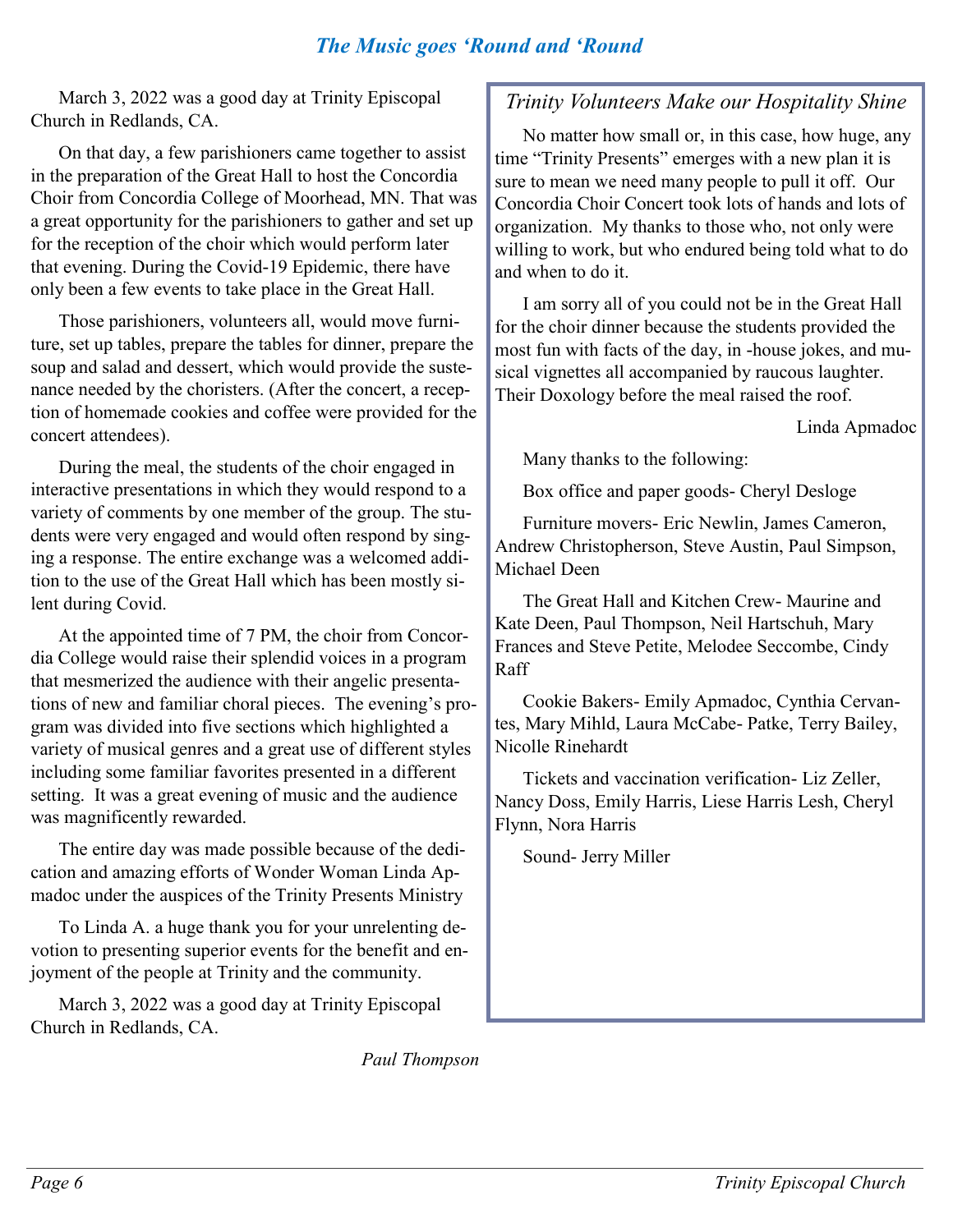## *The Music goes 'Round and 'Round*

March 3, 2022 was a good day at Trinity Episcopal Church in Redlands, CA.

On that day, a few parishioners came together to assist in the preparation of the Great Hall to host the Concordia Choir from Concordia College of Moorhead, MN. That was a great opportunity for the parishioners to gather and set up for the reception of the choir which would perform later that evening. During the Covid-19 Epidemic, there have only been a few events to take place in the Great Hall.

Those parishioners, volunteers all, would move furniture, set up tables, prepare the tables for dinner, prepare the soup and salad and dessert, which would provide the sustenance needed by the choristers. (After the concert, a reception of homemade cookies and coffee were provided for the concert attendees).

During the meal, the students of the choir engaged in interactive presentations in which they would respond to a variety of comments by one member of the group. The students were very engaged and would often respond by singing a response. The entire exchange was a welcomed addition to the use of the Great Hall which has been mostly silent during Covid.

At the appointed time of 7 PM, the choir from Concordia College would raise their splendid voices in a program that mesmerized the audience with their angelic presentations of new and familiar choral pieces. The evening's program was divided into five sections which highlighted a variety of musical genres and a great use of different styles including some familiar favorites presented in a different setting. It was a great evening of music and the audience was magnificently rewarded.

The entire day was made possible because of the dedication and amazing efforts of Wonder Woman Linda Apmadoc under the auspices of the Trinity Presents Ministry

To Linda A. a huge thank you for your unrelenting devotion to presenting superior events for the benefit and enjoyment of the people at Trinity and the community.

March 3, 2022 was a good day at Trinity Episcopal Church in Redlands, CA.

*Paul Thompson*

### *Trinity Volunteers Make our Hospitality Shine*

No matter how small or, in this case, how huge, any time "Trinity Presents" emerges with a new plan it is sure to mean we need many people to pull it off. Our Concordia Choir Concert took lots of hands and lots of organization. My thanks to those who, not only were willing to work, but who endured being told what to do and when to do it.

I am sorry all of you could not be in the Great Hall for the choir dinner because the students provided the most fun with facts of the day, in -house jokes, and musical vignettes all accompanied by raucous laughter. Their Doxology before the meal raised the roof.

Linda Apmadoc

Many thanks to the following:

Box office and paper goods- Cheryl Desloge

Furniture movers- Eric Newlin, James Cameron, Andrew Christopherson, Steve Austin, Paul Simpson, Michael Deen

The Great Hall and Kitchen Crew- Maurine and Kate Deen, Paul Thompson, Neil Hartschuh, Mary Frances and Steve Petite, Melodee Seccombe, Cindy Raff

Cookie Bakers- Emily Apmadoc, Cynthia Cervantes, Mary Mihld, Laura McCabe- Patke, Terry Bailey, Nicolle Rinehardt

Tickets and vaccination verification- Liz Zeller, Nancy Doss, Emily Harris, Liese Harris Lesh, Cheryl Flynn, Nora Harris

Sound- Jerry Miller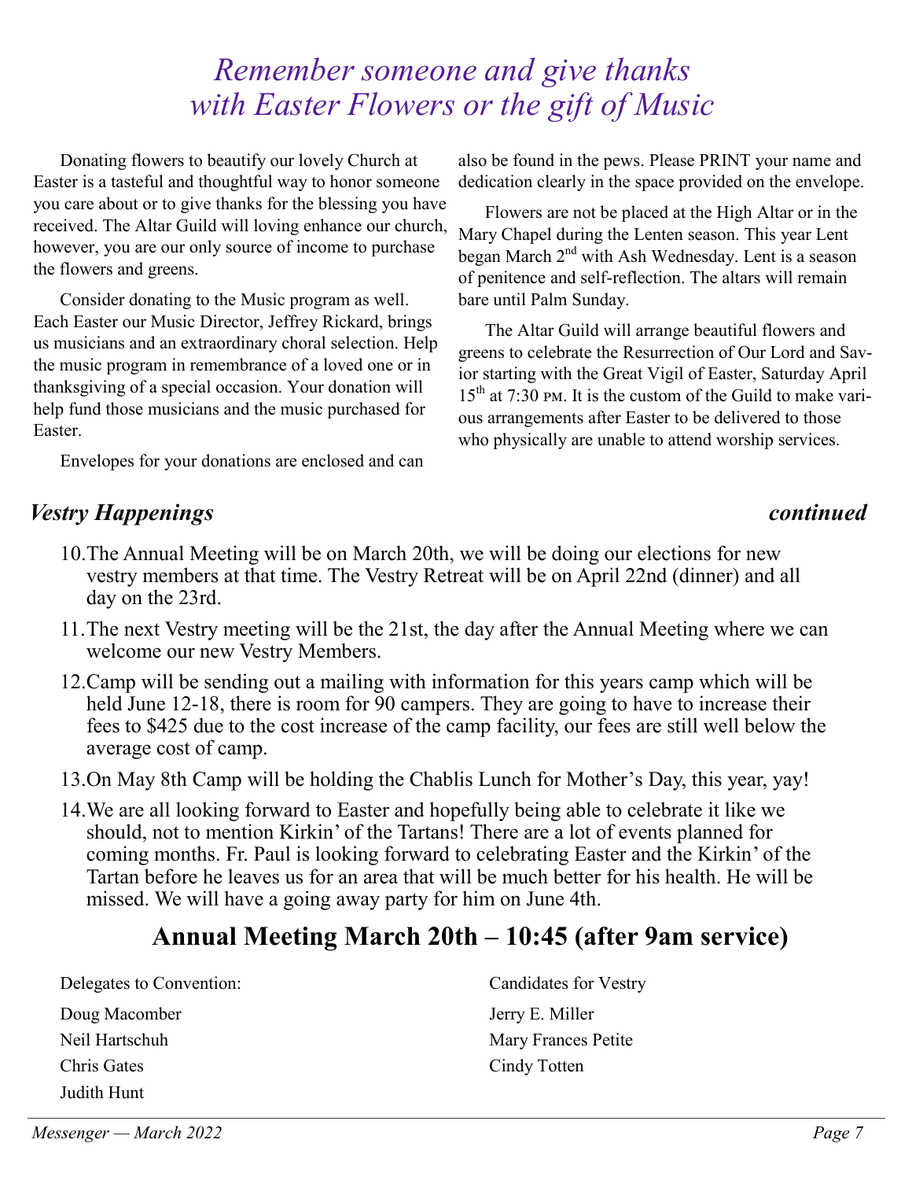# *Remember someone and give thanks with Easter Flowers or the gift of Music*

Donating flowers to beautify our lovely Church at Easter is a tasteful and thoughtful way to honor someone you care about or to give thanks for the blessing you have received. The Altar Guild will loving enhance our church, however, you are our only source of income to purchase the flowers and greens.

Consider donating to the Music program as well. Each Easter our Music Director, Jeffrey Rickard, brings us musicians and an extraordinary choral selection. Help the music program in remembrance of a loved one or in thanksgiving of a special occasion. Your donation will help fund those musicians and the music purchased for Easter.

Envelopes for your donations are enclosed and can also be found in the pews. Please PRINT your name and dedication clearly in the space provided on the envelope.

Flowers are not be placed at the High Altar or in the Mary Chapel during the Lenten season. This year Lent began March 2nd with Ash Wednesday. Lent is a season of penitence and self-reflection. The altars will remain bare until Palm Sunday.

The Altar Guild will arrange beautiful flowers and greens to celebrate the Resurrection of Our Lord and Savior starting with the Great Vigil of Easter, Saturday April 15th at 7:30 PM. It is the custom of the Guild to make various arrangements after Easter to be delivered to those who physically are unable to attend worship services.

## *Vestry Happenings* *continued*

10. The Annual Meeting will be on March 20th, we will be doing our elections for new vestry members at that time. The Vestry Retreat will be on April 22nd (dinner) and all day on the 23rd.
11. The next Vestry meeting will be the 21st, the day after the Annual Meeting where we can welcome our new Vestry Members.
12. Camp will be sending out a mailing with information for this years camp which will be held June 12-18, there is room for 90 campers. They are going to have to increase their fees to $425 due to the cost increase of the camp facility, our fees are still well below the average cost of camp.
13. On May 8th Camp will be holding the Chablis Lunch for Mother's Day, this year, yay!
14. We are all looking forward to Easter and hopefully being able to celebrate it like we should, not to mention Kirkin' of the Tartans! There are a lot of events planned for coming months. Fr. Paul is looking forward to celebrating Easter and the Kirkin' of the Tartan before he leaves us for an area that will be much better for his health. He will be missed. We will have a going away party for him on June 4th.

## Annual Meeting March 20th – 10:45 (after 9am service)

Delegates to Convention:

Doug Macomber
Neil Hartschuh
Chris Gates
Judith Hunt

Candidates for Vestry

Jerry E. Miller
Mary Frances Petite
Cindy Totten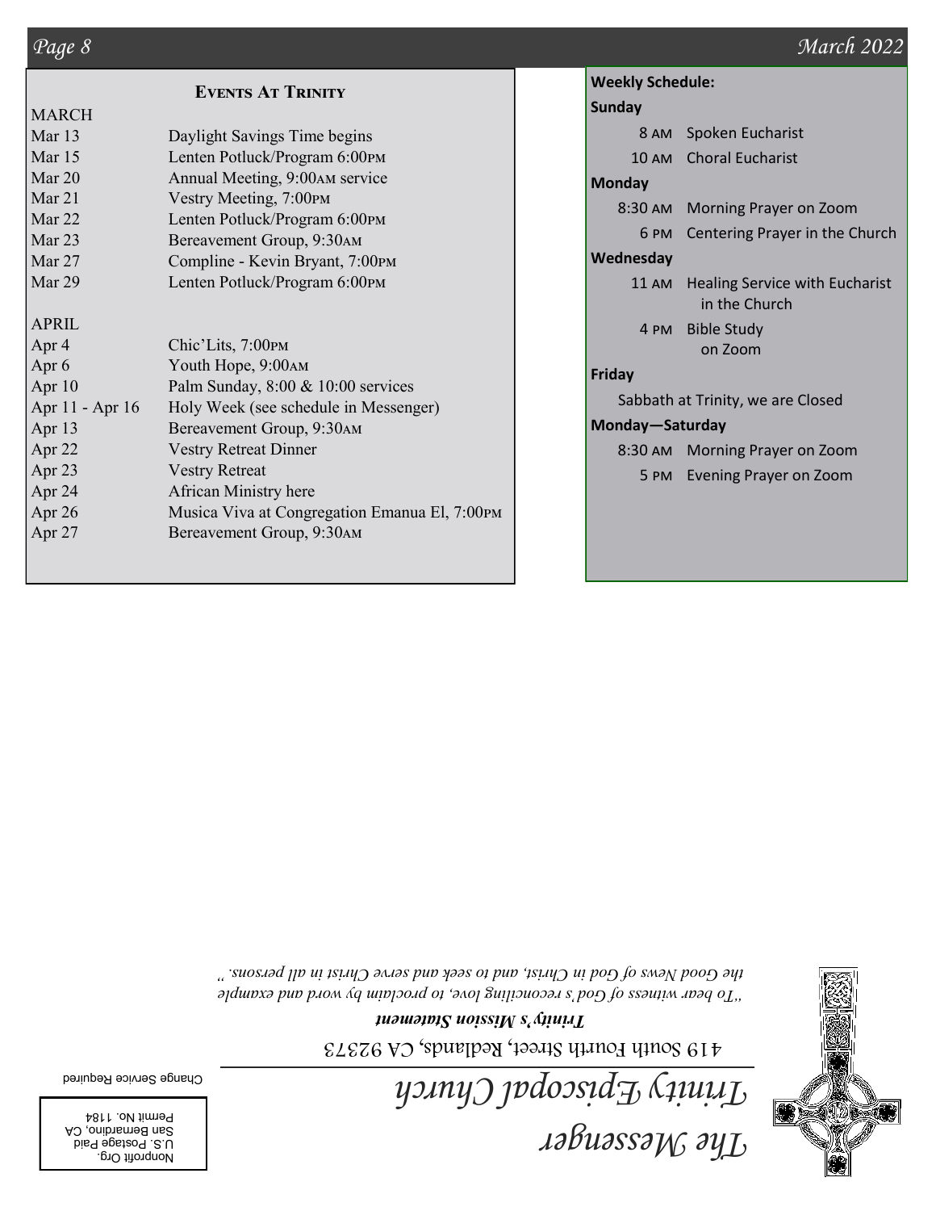## Events At Trinity

| | |
|---|---|
| MARCH | |
| Mar 13 | Daylight Savings Time begins |
| Mar 15 | Lenten Potluck/Program 6:00PM |
| Mar 20 | Annual Meeting, 9:00AM service |
| Mar 21 | Vestry Meeting, 7:00PM |
| Mar 22 | Lenten Potluck/Program 6:00PM |
| Mar 23 | Bereavement Group, 9:30AM |
| Mar 27 | Compline - Kevin Bryant, 7:00PM |
| Mar 29 | Lenten Potluck/Program 6:00PM |
| APRIL | |
| Apr 4 | Chic'Lits, 7:00PM |
| Apr 6 | Youth Hope, 9:00AM |
| Apr 10 | Palm Sunday, 8:00 & 10:00 services |
| Apr 11 - Apr 16 | Holy Week (see schedule in Messenger) |
| Apr 13 | Bereavement Group, 9:30AM |
| Apr 22 | Vestry Retreat Dinner |
| Apr 23 | Vestry Retreat |
| Apr 24 | African Ministry here |
| Apr 26 | Musica Viva at Congregation Emanua El, 7:00PM |
| Apr 27 | Bereavement Group, 9:30AM |

**Weekly Schedule:**

**Sunday**

| | |
|---|---|
| 8 AM | Spoken Eucharist |
| 10 AM | Choral Eucharist |

**Monday**

| | |
|---|---|
| 8:30 AM | Morning Prayer on Zoom |
| 6 PM | Centering Prayer in the Church |

**Wednesday**

| | |
|---|---|
| 11 AM | Healing Service with Eucharist in the Church |
| 4 PM | Bible Study on Zoom |

**Friday**

Sabbath at Trinity, we are Closed

**Monday—Saturday**

| | |
|---|---|
| 8:30 AM | Morning Prayer on Zoom |
| 5 PM | Evening Prayer on Zoom |

*The Messenger*

*Trinity Episcopal Church*

419 South Fourth Street, Redlands, CA 92373

***Trinity's Mission Statement***

*"To bear witness of God's reconciling love, to proclaim by word and example the Good News of God in Christ, and to seek and serve Christ in all persons."*

Nonprofit Org.
U.S. Postage Paid
San Bernardino, CA
Permit No. 1184

Change Service Required